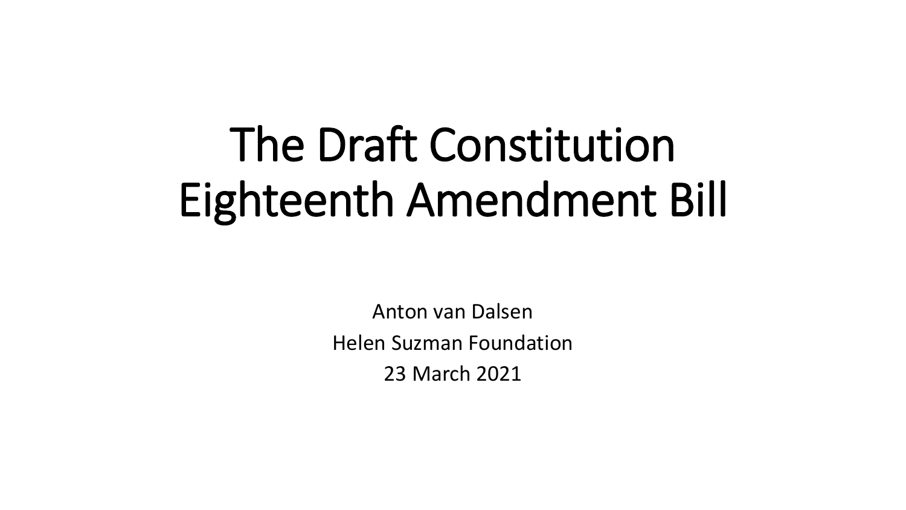# The Draft Constitution Eighteenth Amendment Bill

Anton van Dalsen

Helen Suzman Foundation

23 March 2021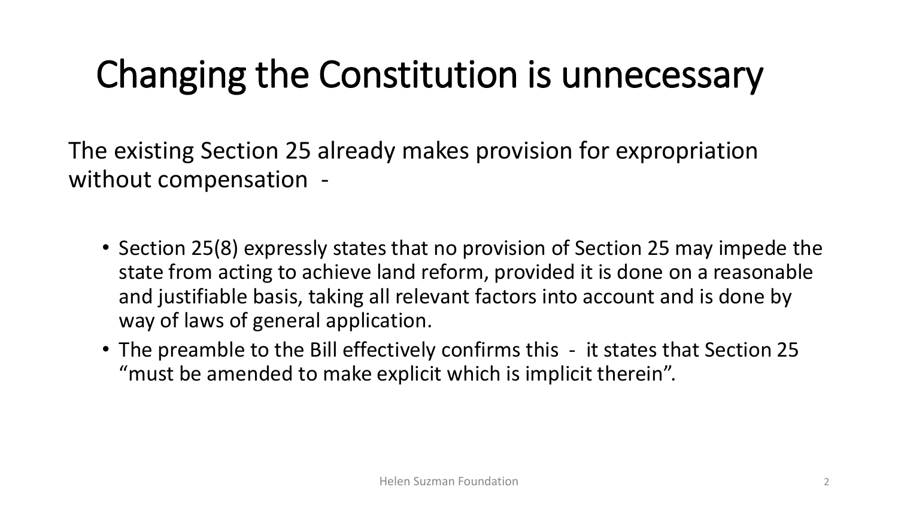# Changing the Constitution is unnecessary

The existing Section 25 already makes provision for expropriation without compensation -

- Section 25(8) expressly states that no provision of Section 25 may impede the state from acting to achieve land reform, provided it is done on a reasonable and justifiable basis, taking all relevant factors into account and is done by way of laws of general application.
- The preamble to the Bill effectively confirms this - it states that Section 25 "must be amended to make explicit which is implicit therein".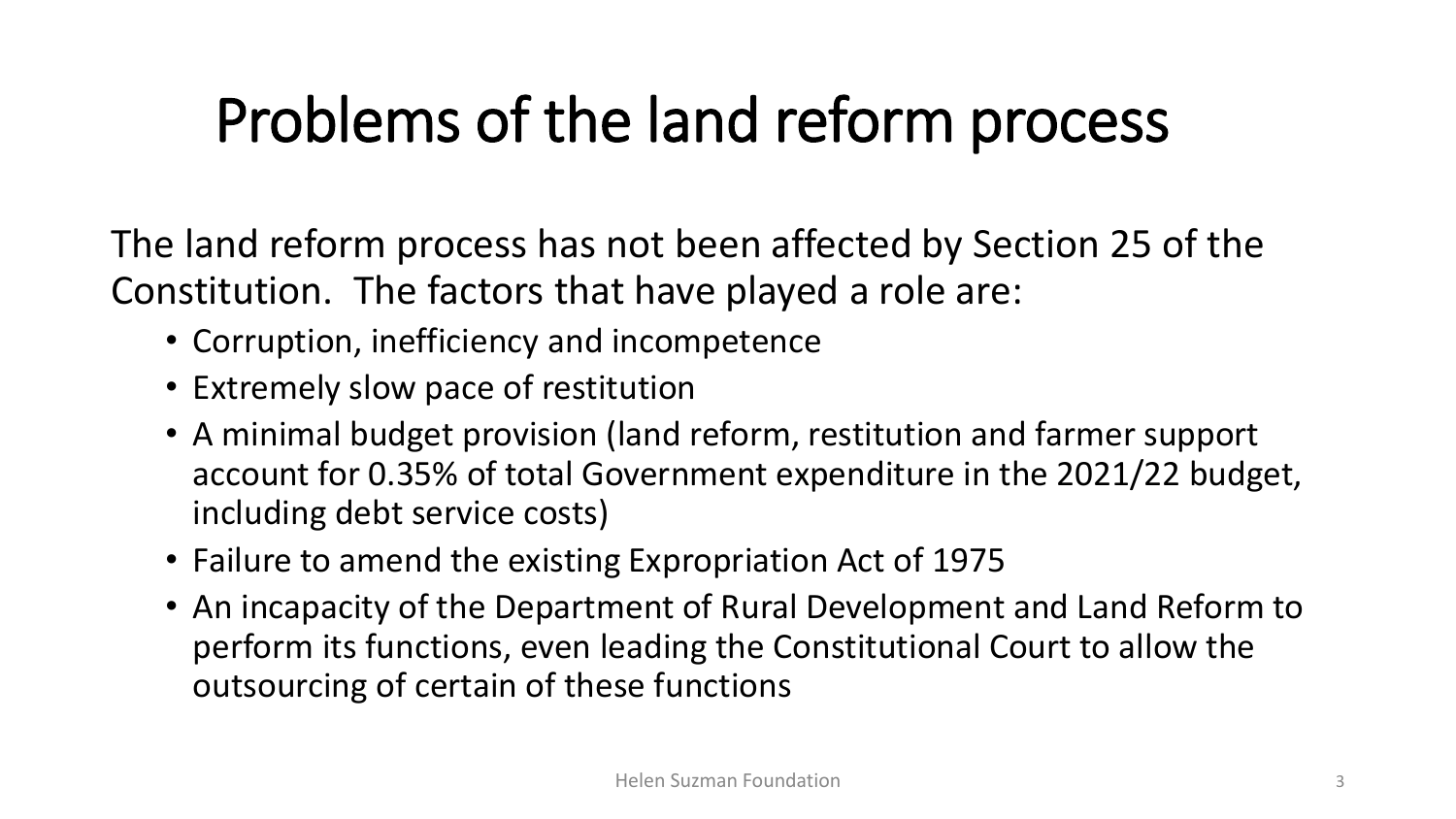# Problems of the land reform process

The land reform process has not been affected by Section 25 of the Constitution. The factors that have played a role are:

- Corruption, inefficiency and incompetence
- Extremely slow pace of restitution
- A minimal budget provision (land reform, restitution and farmer support account for 0.35% of total Government expenditure in the 2021/22 budget, including debt service costs)
- Failure to amend the existing Expropriation Act of 1975
- An incapacity of the Department of Rural Development and Land Reform to perform its functions, even leading the Constitutional Court to allow the outsourcing of certain of these functions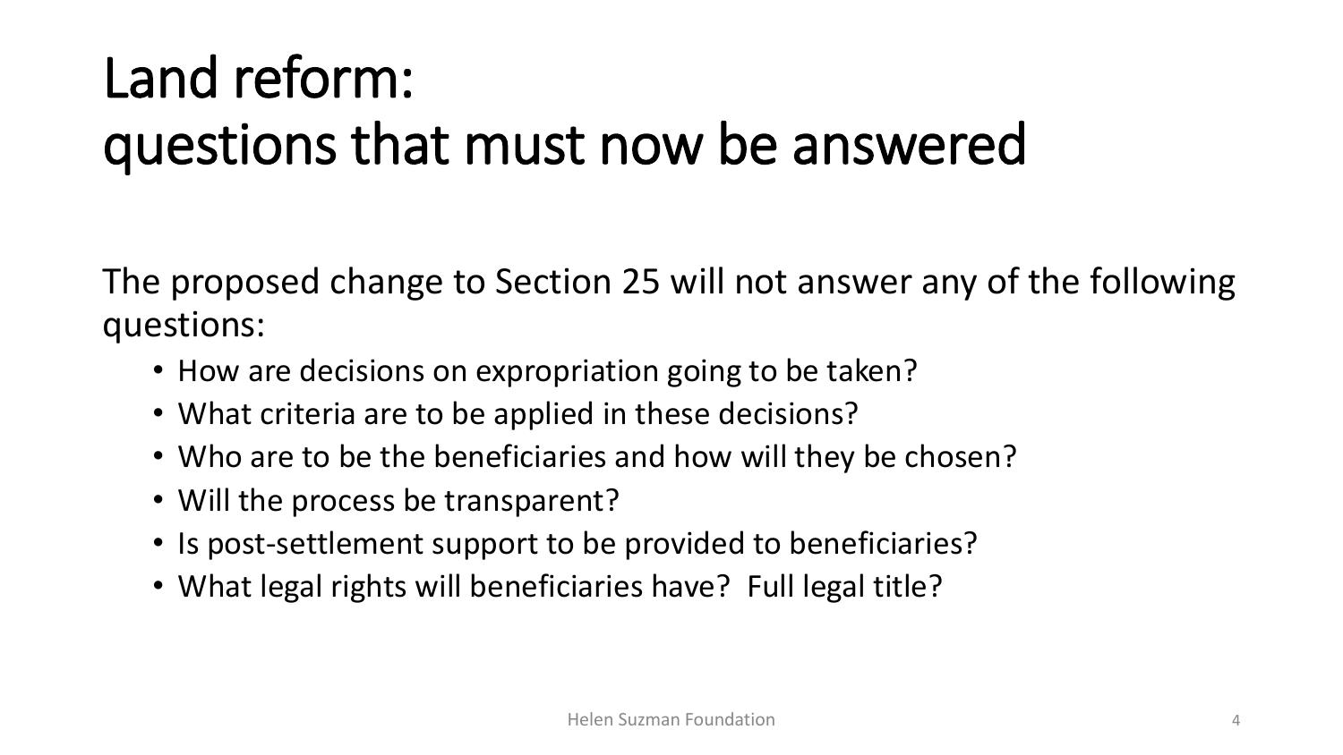# Land reform: questions that must now be answered

The proposed change to Section 25 will not answer any of the following questions:

- How are decisions on expropriation going to be taken?
- What criteria are to be applied in these decisions?
- Who are to be the beneficiaries and how will they be chosen?
- Will the process be transparent?
- Is post-settlement support to be provided to beneficiaries?
- What legal rights will beneficiaries have? Full legal title?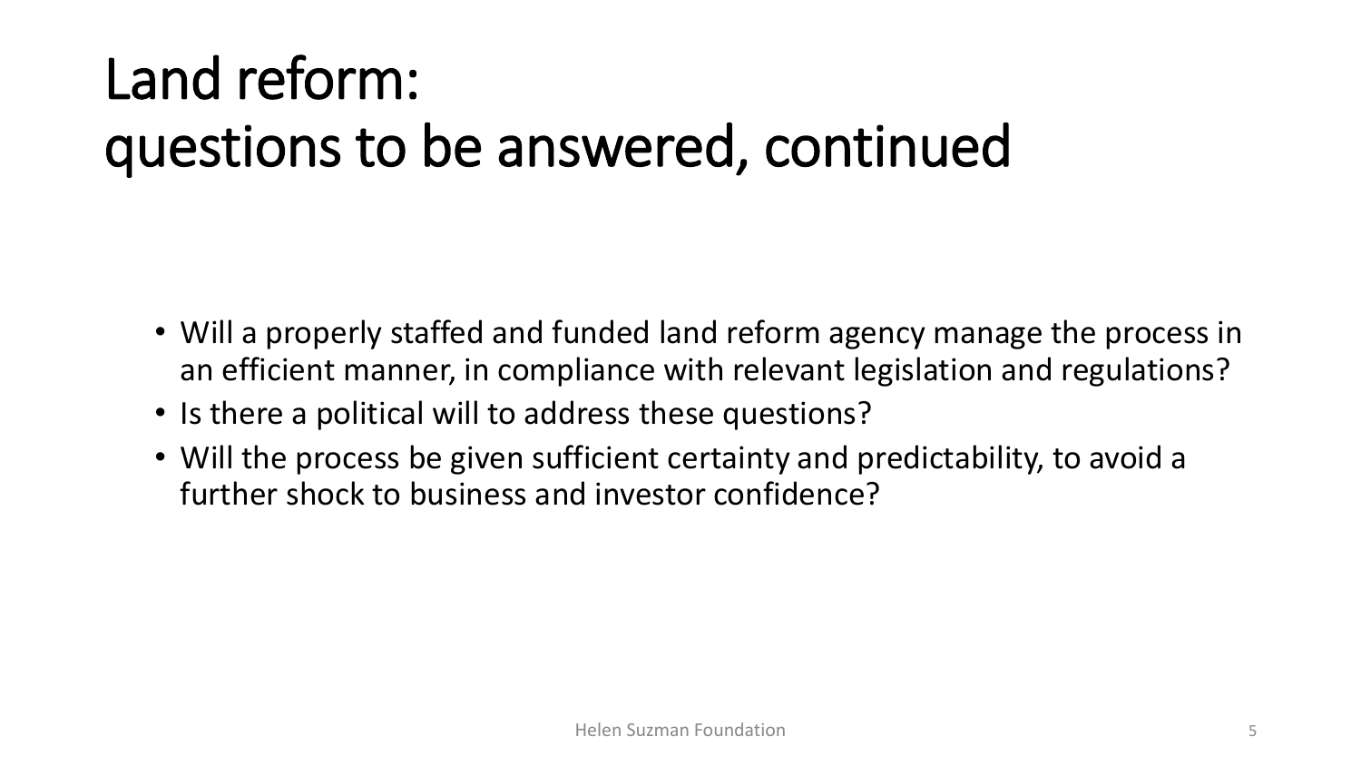# Land reform: questions to be answered, continued

- Will a properly staffed and funded land reform agency manage the process in an efficient manner, in compliance with relevant legislation and regulations?
- Is there a political will to address these questions?
- Will the process be given sufficient certainty and predictability, to avoid a further shock to business and investor confidence?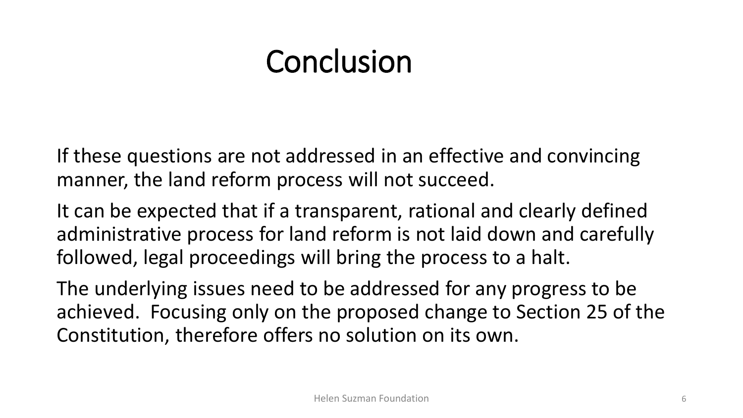# Conclusion

If these questions are not addressed in an effective and convincing manner, the land reform process will not succeed.

It can be expected that if a transparent, rational and clearly defined administrative process for land reform is not laid down and carefully followed, legal proceedings will bring the process to a halt.

The underlying issues need to be addressed for any progress to be achieved. Focusing only on the proposed change to Section 25 of the Constitution, therefore offers no solution on its own.